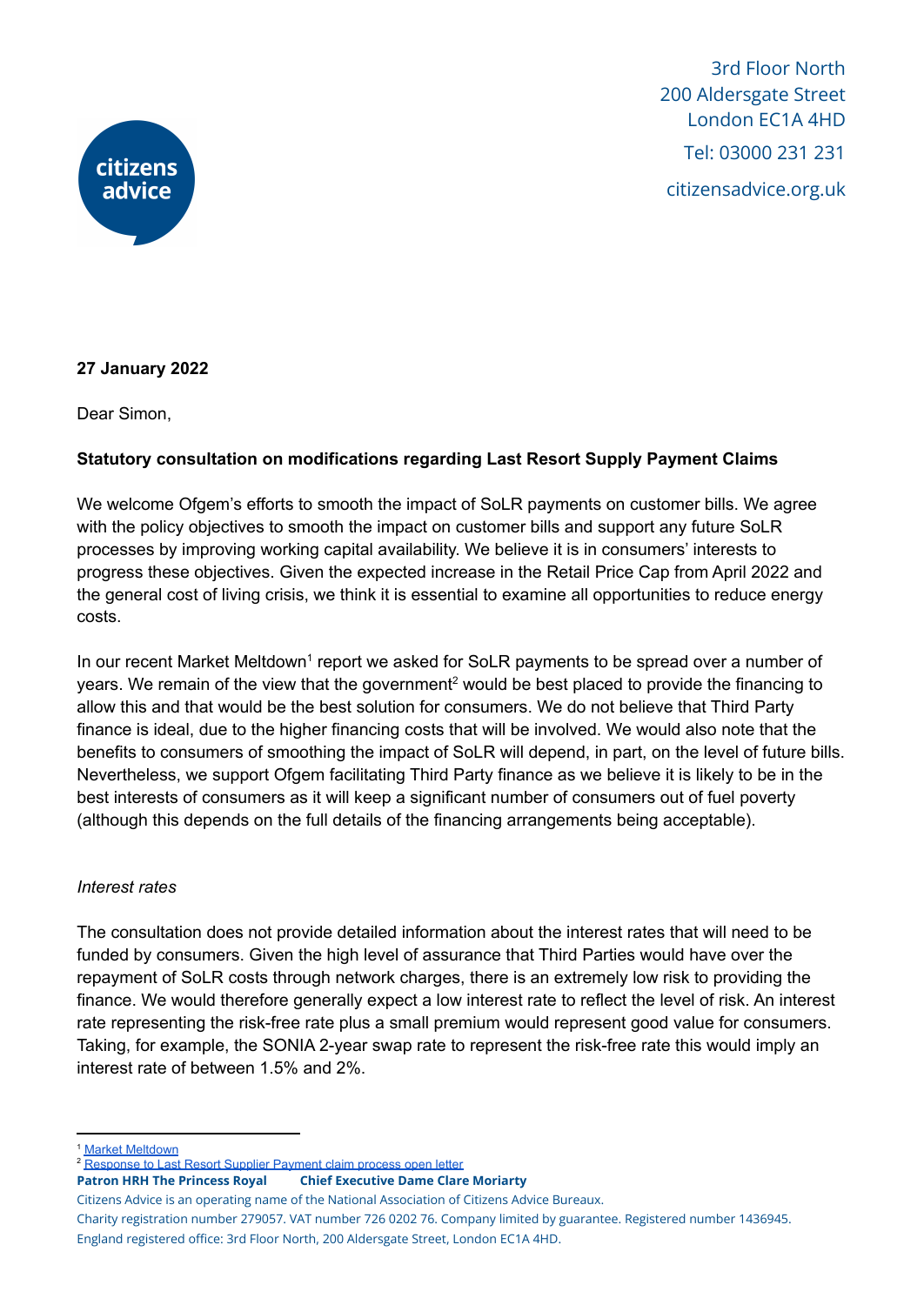3rd Floor North
200 Aldersgate Street
London EC1A 4HD

Tel: 03000 231 231

citizensadvice.org.uk

**27 January 2022**

Dear Simon,

**Statutory consultation on modifications regarding Last Resort Supply Payment Claims**

We welcome Ofgem's efforts to smooth the impact of SoLR payments on customer bills. We agree with the policy objectives to smooth the impact on customer bills and support any future SoLR processes by improving working capital availability. We believe it is in consumers' interests to progress these objectives. Given the expected increase in the Retail Price Cap from April 2022 and the general cost of living crisis, we think it is essential to examine all opportunities to reduce energy costs.

In our recent Market Meltdown[1] report we asked for SoLR payments to be spread over a number of years. We remain of the view that the government[2] would be best placed to provide the financing to allow this and that would be the best solution for consumers. We do not believe that Third Party finance is ideal, due to the higher financing costs that will be involved. We would also note that the benefits to consumers of smoothing the impact of SoLR will depend, in part, on the level of future bills. Nevertheless, we support Ofgem facilitating Third Party finance as we believe it is likely to be in the best interests of consumers as it will keep a significant number of consumers out of fuel poverty (although this depends on the full details of the financing arrangements being acceptable).

*Interest rates*

The consultation does not provide detailed information about the interest rates that will need to be funded by consumers. Given the high level of assurance that Third Parties would have over the repayment of SoLR costs through network charges, there is an extremely low risk to providing the finance. We would therefore generally expect a low interest rate to reflect the level of risk. An interest rate representing the risk-free rate plus a small premium would represent good value for consumers. Taking, for example, the SONIA 2-year swap rate to represent the risk-free rate this would imply an interest rate of between 1.5% and 2%.

[1] Market Meltdown

[2] Response to Last Resort Supplier Payment claim process open letter

**Patron HRH The Princess Royal** **Chief Executive Dame Clare Moriarty**

Citizens Advice is an operating name of the National Association of Citizens Advice Bureaux.
Charity registration number 279057. VAT number 726 0202 76. Company limited by guarantee. Registered number 1436945.
England registered office: 3rd Floor North, 200 Aldersgate Street, London EC1A 4HD.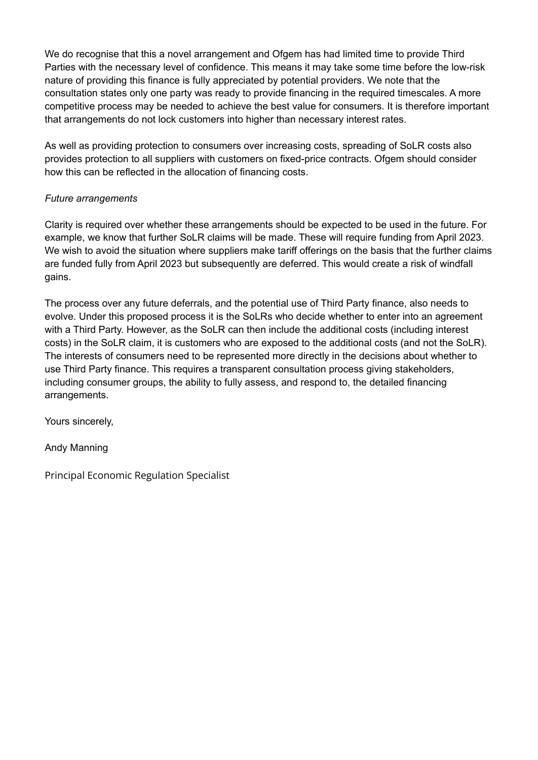We do recognise that this a novel arrangement and Ofgem has had limited time to provide Third Parties with the necessary level of confidence. This means it may take some time before the low-risk nature of providing this finance is fully appreciated by potential providers. We note that the consultation states only one party was ready to provide financing in the required timescales. A more competitive process may be needed to achieve the best value for consumers. It is therefore important that arrangements do not lock customers into higher than necessary interest rates.

As well as providing protection to consumers over increasing costs, spreading of SoLR costs also provides protection to all suppliers with customers on fixed-price contracts. Ofgem should consider how this can be reflected in the allocation of financing costs.

*Future arrangements*

Clarity is required over whether these arrangements should be expected to be used in the future. For example, we know that further SoLR claims will be made. These will require funding from April 2023. We wish to avoid the situation where suppliers make tariff offerings on the basis that the further claims are funded fully from April 2023 but subsequently are deferred. This would create a risk of windfall gains.

The process over any future deferrals, and the potential use of Third Party finance, also needs to evolve. Under this proposed process it is the SoLRs who decide whether to enter into an agreement with a Third Party. However, as the SoLR can then include the additional costs (including interest costs) in the SoLR claim, it is customers who are exposed to the additional costs (and not the SoLR). The interests of consumers need to be represented more directly in the decisions about whether to use Third Party finance. This requires a transparent consultation process giving stakeholders, including consumer groups, the ability to fully assess, and respond to, the detailed financing arrangements.

Yours sincerely,

Andy Manning

Principal Economic Regulation Specialist